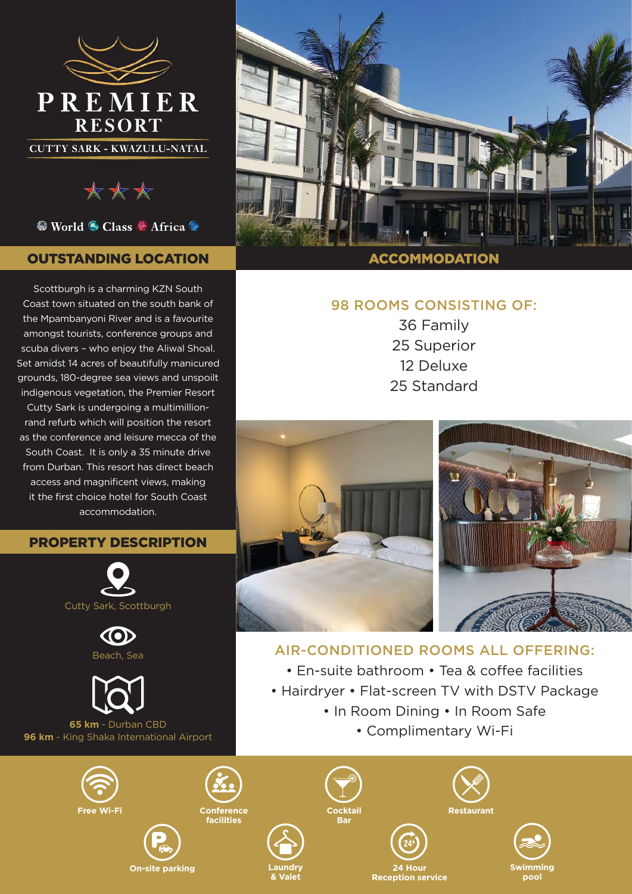# PREMIER RESORT

CUTTY SARK - KWAZULU-NATAL

World Class Africa

## OUTSTANDING LOCATION

Scottburgh is a charming KZN South Coast town situated on the south bank of the Mpambanyoni River and is a favourite amongst tourists, conference groups and scuba divers – who enjoy the Aliwal Shoal. Set amidst 14 acres of beautifully manicured grounds, 180-degree sea views and unspoilt indigenous vegetation, the Premier Resort Cutty Sark is undergoing a multimillion-rand refurb which will position the resort as the conference and leisure mecca of the South Coast. It is only a 35 minute drive from Durban. This resort has direct beach access and magnificent views, making it the first choice hotel for South Coast accommodation.

## PROPERTY DESCRIPTION

Cutty Sark, Scottburgh

Beach, Sea

**65 km** - Durban CBD
**96 km** - King Shaka International Airport

## ACCOMMODATION

### 98 ROOMS CONSISTING OF:

36 Family
25 Superior
12 Deluxe
25 Standard

### AIR-CONDITIONED ROOMS ALL OFFERING:

- En-suite bathroom
- Tea & coffee facilities
- Hairdryer
- Flat-screen TV with DSTV Package
- In Room Dining
- In Room Safe
- Complimentary Wi-Fi

**Free Wi-Fi** | **Conference facilities** | **Cocktail Bar** | **Restaurant** | **On-site parking** | **Laundry & Valet** | **24 Hour Reception service** | **Swimming pool**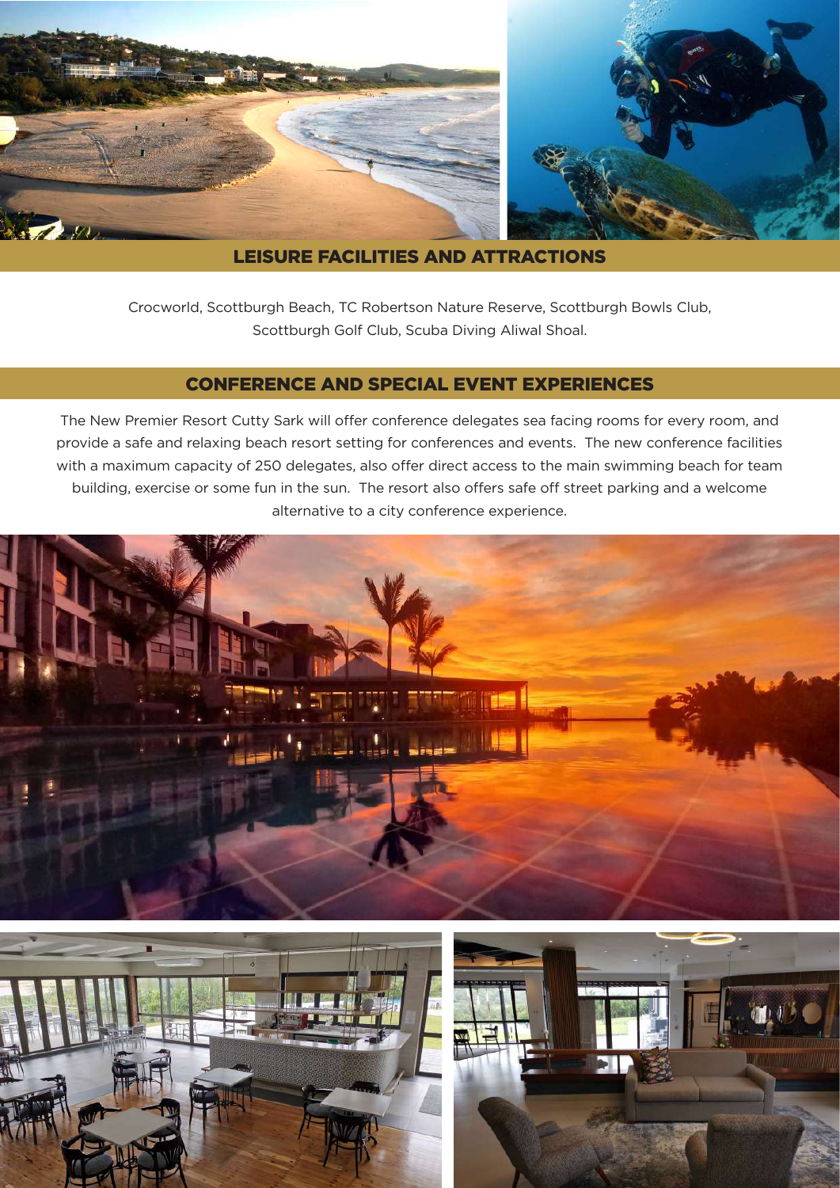## LEISURE FACILITIES AND ATTRACTIONS

Crocworld, Scottburgh Beach, TC Robertson Nature Reserve, Scottburgh Bowls Club, Scottburgh Golf Club, Scuba Diving Aliwal Shoal.

## CONFERENCE AND SPECIAL EVENT EXPERIENCES

The New Premier Resort Cutty Sark will offer conference delegates sea facing rooms for every room, and provide a safe and relaxing beach resort setting for conferences and events. The new conference facilities with a maximum capacity of 250 delegates, also offer direct access to the main swimming beach for team building, exercise or some fun in the sun. The resort also offers safe off street parking and a welcome alternative to a city conference experience.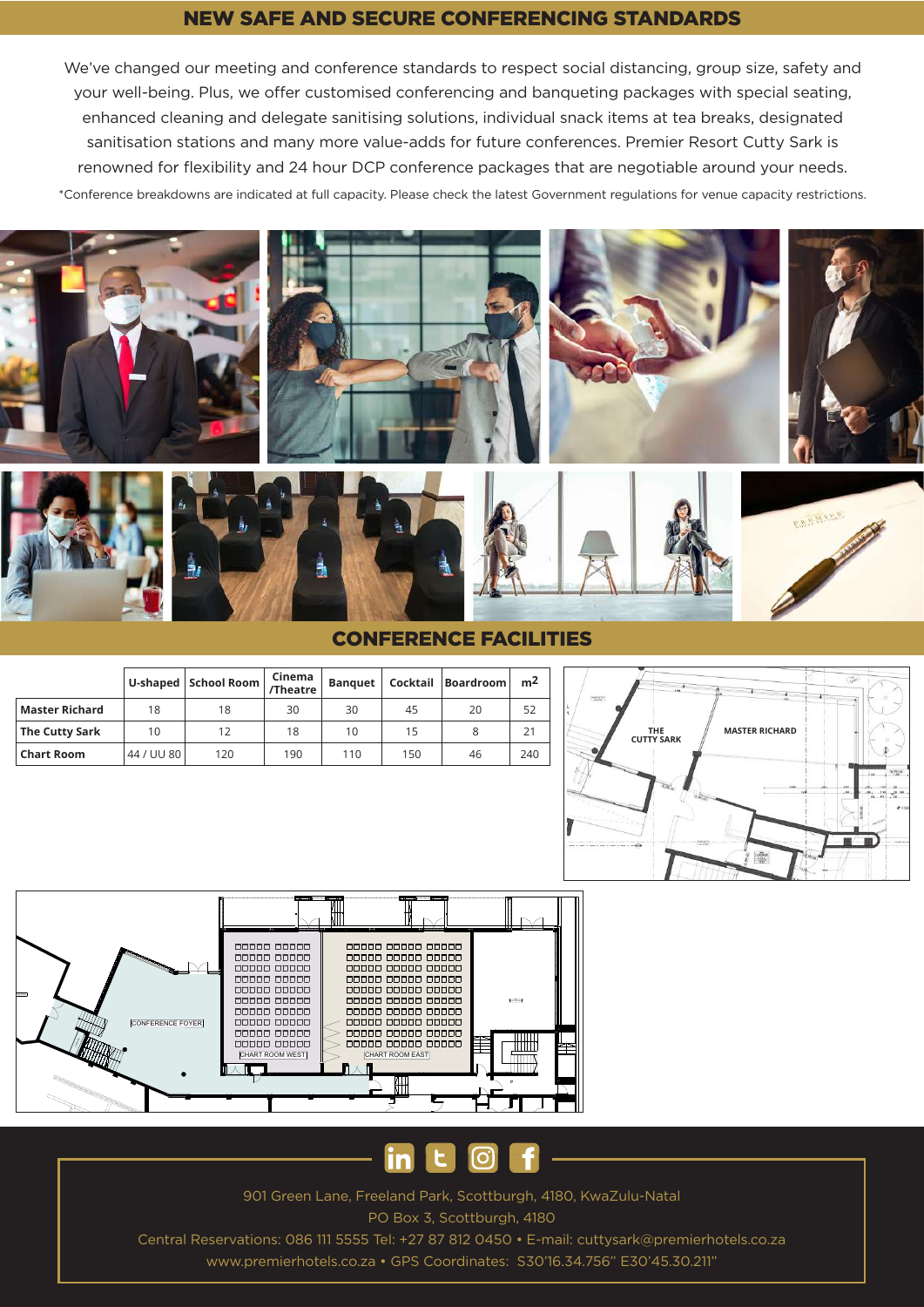## NEW SAFE AND SECURE CONFERENCING STANDARDS

We've changed our meeting and conference standards to respect social distancing, group size, safety and your well-being. Plus, we offer customised conferencing and banqueting packages with special seating, enhanced cleaning and delegate sanitising solutions, individual snack items at tea breaks, designated sanitisation stations and many more value-adds for future conferences. Premier Resort Cutty Sark is renowned for flexibility and 24 hour DCP conference packages that are negotiable around your needs.

*Conference breakdowns are indicated at full capacity. Please check the latest Government regulations for venue capacity restrictions.

## CONFERENCE FACILITIES

| | U-shaped | School Room | Cinema /Theatre | Banquet | Cocktail | Boardroom | $m^2$ |
|---|---|---|---|---|---|---|---|
| **Master Richard** | 18 | 18 | 30 | 30 | 45 | 20 | 52 |
| **The Cutty Sark** | 10 | 12 | 18 | 10 | 15 | 8 | 21 |
| **Chart Room** | 44 / UU 80 | 120 | 190 | 110 | 150 | 46 | 240 |

THE CUTTY SARK

MASTER RICHARD

CONFERENCE FOYER

CHART ROOM WEST

CHART ROOM EAST

901 Green Lane, Freeland Park, Scottburgh, 4180, KwaZulu-Natal
PO Box 3, Scottburgh, 4180
Central Reservations: 086 111 5555 Tel: +27 87 812 0450 • E-mail: cuttysark@premierhotels.co.za
www.premierhotels.co.za • GPS Coordinates: S30'16.34.756" E30'45.30.211"